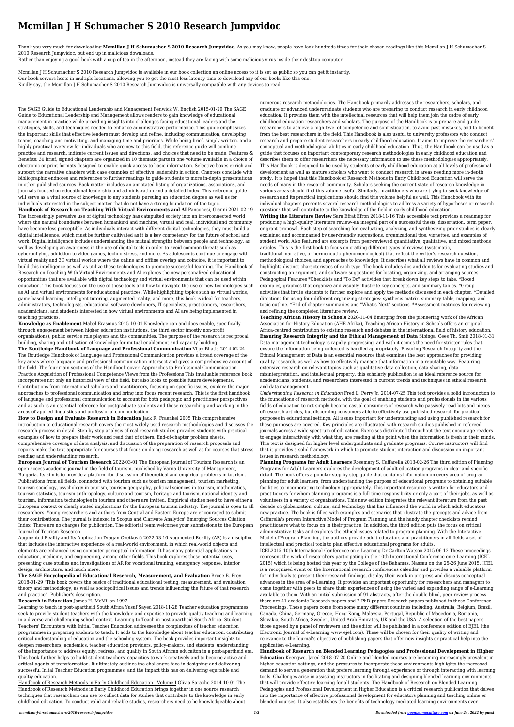# Mcmillan J H Schumacher S 2010 Research Jumpvidoc

Thank you very much for downloading **Mcmillan J H Schumacher S 2010 Research Jumpvidoc**. As you may know, people have look hundreds times for their chosen readings like this Mcmillan J H Schumacher S 2010 Research Jumpvidoc, but end up in malicious downloads.

Rather than enjoying a good book with a cup of tea in the afternoon, instead they are facing with some malicious virus inside their desktop computer.

Mcmillan J H Schumacher S 2010 Research Jumpvidoc is available in our book collection an online access to it is set as public so you can get it instantly.
Our book servers hosts in multiple locations, allowing you to get the most less latency time to download any of our books like this one.
Kindly say, the Mcmillan J H Schumacher S 2010 Research Jumpvidoc is universally compatible with any devices to read

The SAGE Guide to Educational Leadership and Management Fenwick W. English 2015-01-29 The SAGE Guide to Educational Leadership and Management allows readers to gain knowledge of educational management in practice while providing insights into challenges facing educational leaders and the strategies, skills, and techniques needed to enhance administrative performance. This guide emphasizes the important skills that effective leaders must develop and refine, including communication, developing teams, coaching and motivating, and managing time and priorities. While being brief, simply written, and a highly practical overview for individuals who are new to this field, this reference guide will combine practice and research, indicate current issues and directions, and choices that need to be made. Features & Benefits: 30 brief, signed chapters are organized in 10 thematic parts in one volume available in a choice of electronic or print formats designed to enable quick access to basic information. Selective boxes enrich and support the narrative chapters with case examples of effective leadership in action. Chapters conclude with bibliographic endnotes and references to further readings to guide students to more in-depth presentations in other published sources. Back matter includes an annotated listing of organizations, associations, and journals focused on educational leadership and administration and a detailed index. This reference guide will serve as a vital source of knowledge to any students pursuing an education degree as well as for individuals interested in the subject matter that do not have a strong foundation of the topic.

**Handbook of Research on Teaching With Virtual Environments and AI** Panconesi, Gianni 2021-02-19 The increasingly pervasive use of digital technology has catapulted society into an interconnected world where the natural boundaries between humankind and machine, virtual and real, individual and community have become less perceptible. As individuals interact with different digital technologies, they must build a digital intelligence, which must be further cultivated as it is a key competency for the future of school and work. Digital intelligence includes understanding the mutual strengths between people and technology, as well as developing an awareness in the use of digital tools in order to avoid common threats such as cyberbullying, addiction to video games, techno-stress, and more. As adolescents continue to engage with virtual reality and 3D virtual worlds where the online and offline overlap and coincide, it is important to build this intelligence as well as utilize these technologies to promote successful learning. The Handbook of Research on Teaching With Virtual Environments and AI explores the new personalized educational opportunities that are available with digital technology and virtual environments that can be used within education. This book focuses on the use of these tools and how to navigate the use of new technologies such as AI and virtual environments for educational practices. While highlighting topics such as virtual worlds, game-based learning, intelligent tutoring, augmented reality, and more, this book is ideal for teachers, administrators, technologists, educational software developers, IT specialists, practitioners, researchers, academicians, and students interested in how virtual environments and AI are being implemented in teaching practices.

**Knowledge as Enablement** Mabel Erasmus 2015-10-01 Knowledge can and does enable, specifically through engagement between higher education institutions, the third sector (mostly non-profit organisations), public service role players and the communities. The purpose of the research is reciprocal building, sharing and utilisation of knowledge for mutual enablement and capacity building.

**The Routledge Handbook of Language and Professional Communication** Vijay Bhatia 2014-02-24 The Routledge Handbook of Language and Professional Communication provides a broad coverage of the key areas where language and professional communication intersect and gives a comprehensive account of the field. The four main sections of the Handbook cover: Approaches to Professional Communication Practice Acquisition of Professional Competence Views from the Professions This invaluable reference book incorporates not only an historical view of the field, but also looks to possible future developments. Contributions from international scholars and practitioners, focusing on specific issues, explore the major approaches to professional communication and bring into focus recent research. This is the first handbook of language and professional communication to account for both pedagogic and practitioner perspectives and as such is an essential reference for postgraduate students and those researching and working in the areas of applied linguistics and professional communication.

**How to Design and Evaluate Research in Education** Jack R. Fraenkel 2005 This comprehensive introduction to educational research covers the most widely used research methodologies and discusses the research process in detail. Step-by-step analysis of real research studies provides students with practical examples of how to prepare their work and read that of others. End-of-chapter problem sheets, comprehensive coverage of data analysis, and discussion of the preparation of research proposals and reports make the text appropriate for courses that focus on doing research as well as for courses that stress reading and understanding research.

**European Journal of Tourism Research** 2022-03-01 The European Journal of Tourism Research is an open-access academic journal in the field of tourism, published by Varna University of Management, Bulgaria. Its aim is to provide a platform for discussion of theoretical and empirical problems in tourism. Publications from all fields, connected with tourism such as tourism management, tourism marketing, tourism sociology, psychology in tourism, tourism geography, political sciences in tourism, mathematics, tourism statistics, tourism anthropology, culture and tourism, heritage and tourism, national identity and tourism, information technologies in tourism and others are invited. Empirical studies need to have either a European context or clearly stated implications for the European tourism industry. The journal is open to all researchers. Young researchers and authors from Central and Eastern Europe are encouraged to submit their contributions. The journal is indexed in Scopus and Clarivate Analytics' Emerging Sources Citation Index. There are no charges for publication. The editorial team welcomes your submissions to the European Journal of Tourism Research.

Augmented Reality and Its Application Dragan Cvetković 2022-03-16 Augmented Reality (AR) is a discipline that includes the interactive experience of a real-world environment, in which real-world objects and elements are enhanced using computer perceptual information. It has many potential applications in education, medicine, and engineering, among other fields. This book explores these potential uses, presenting case studies and investigations of AR for vocational training, emergency response, interior design, architecture, and much more.

**The SAGE Encyclopedia of Educational Research, Measurement, and Evaluation** Bruce B. Frey 2018-01-29 "This book covers the basics of traditional educational testing, measurement, and evaluation theory and methodology, as well as sociopolitical issues and trends influencing the future of that research and practice"--Publisher's description.

**Research in Education** James H. McMillan 1997

Learning to teach in post-apartheid South Africa Yusuf Sayed 2018-11-28 Teacher education programmes seek to provide student teachers with the knowledge and expertise to provide quality teaching and learning in a diverse and challenging school context. Learning to Teach in post-apartheid South Africa: Student Teachers' Encounters with Initial Teacher Education addresses the complexities of teacher education programmes in preparing students to teach. It adds to the knowledge about teacher education, contributing critical understanding of education and the schooling system. The book provides important insights to deepen researchers, academics, teacher education providers, policy-makers, and students' understanding of the importance to address equity, redress, and quality in South African education in a post-apartheid era. This book further helps to build student teachers' capacities to work creatively and to become active and critical agents of transformation. It ultimately outlines the challenges face in designing and delivering successful Inital Teacher Education programmes, and the impact this has on delivering equitable and qualtiy education.

Handbook of Research Methods in Early Childhood Education - Volume I Olivia Saracho 2014-10-01 The Handbook of Research Methods in Early Childhood Education brings together in one source research techniques that researchers can use to collect data for studies that contribute to the knowledge in early childhood education. To conduct valid and reliable studies, researchers need to be knowledgeable about numerous research methodologies. The Handbook primarily addresses the researchers, scholars, and graduate or advanced undergraduate students who are preparing to conduct research in early childhood education. It provides them with the intellectual resources that will help them join the cadre of early childhood education researchers and scholars. The purpose of the Handbook is to prepare and guide researchers to achieve a high level of competence and sophistication, to avoid past mistakes, and to benefit from the best researchers in the field. This Handbook is also useful to university professors who conduct research and prepare student researchers in early childhood education. It aims to improve the researchers' conceptual and methodological abilities in early childhood education. Thus, the Handbook can be used as a guide that focuses on important contemporary research methodologies in early childhood education and describes them to offer researchers the necessary information to use these methodologies appropriately. This Handbook is designed to be used by students of early childhood education at all levels of professional development as well as mature scholars who want to conduct research in areas needing more in-depth study. It is hoped that this Handbook of Research Methods in Early Childhood Education will serve the needs of many in the research community. Scholars seeking the current state of research knowledge in various areas should find this volume useful. Similarly, practitioners who are trying to seek knowledge of research and its practical implications should find this volume helpful as well. This Handbook with its individual chapters presents several research methodologies to address a variety of hypotheses or research questions that will contribute to the knowledge of the field in early childhood education.

**Writing the Literature Review** Sara Efrat Efron 2018-11-16 This accessible text provides a roadmap for producing a high-quality literature review--an integral part of a successful thesis, dissertation, term paper, or grant proposal. Each step of searching for, evaluating, analyzing, and synthesizing prior studies is clearly explained and accompanied by user-friendly suggestions, organizational tips, vignettes, and examples of student work. Also featured are excerpts from peer-reviewed quantitative, qualitative, and mixed methods articles. This is the first book to focus on crafting different types of reviews (systematic, traditional–narrative, or hermeneutic–phenomenological) that reflect the writer's research question, methodological choices, and approaches to knowledge. It describes what all reviews have in common and highlights distinct characteristics of each type. The book includes dos and don'ts for evaluating studies and constructing an argument, and software suggestions for locating, organizing, and arranging sources. Pedagogical Features *Checklists and "To Do" activities that break down key steps to take. *Boxed examples, graphics that organize and visually illustrate key concepts, and summary tables. *Group activities that invite students to further explore and apply the methods discussed in each chapter. *Detailed directions for using four different organizing strategies: synthesis matrix, summary table, mapping, and topic outline. *End-of-chapter summaries and "What's Next" sections. *Assessment matrices for reviewing and refining the completed literature review.

**Teaching African History in Schools** 2020-11-04 Emerging from the pioneering work of the African Association for History Education (AHE-Afrika), Teaching African History in Schools offers an original Africa-centred contribution to existing research and debates in the international field of history education.

**Ensuring Research Integrity and the Ethical Management of Data** Sibinga, Cees Th. Smit 2018-01-31 Data management technology is rapidly progressing, and with it comes the need for stricter rules that ensure the information being collected is handled appropriately. Ensuring Research Integrity and the Ethical Management of Data is an essential resource that examines the best approaches for providing quality research, as well as how to effectively manage that information in a reputable way. Featuring extensive research on relevant topics such as qualitative data collection, data sharing, data misinterpretation, and intellectual property, this scholarly publication is an ideal reference source for academicians, students, and researchers interested in current trends and techniques in ethical research and data management.

*Understanding Research in Education* Fred L. Perry Jr. 2014-07-25 This text provides a solid introduction to the foundations of research methods, with the goal of enabling students and professionals in the various fields of education to not simply become casual consumers of research who passively read bits and pieces of research articles, but discerning consumers able to effectively use published research for practical purposes in educational settings. All issues important for understanding and using published research for these purposes are covered. Key principles are illustrated with research studies published in refereed journals across a wide spectrum of education. Exercises distributed throughout the text encourage readers to engage interactively with what they are reading at the point when the information is fresh in their minds. This text is designed for higher level undergraduate and graduate programs. Course instructors will find that it provides a solid framework in which to promote student interaction and discussion on important issues in research methodology.

**Planning Programs for Adult Learners** Rosemary S. Caffarella 2013-02-26 The third edition of Planning Programs for Adult Learners explores the development of adult education programs in clear and specific detail. The book offers a popular step-by-step guide that contains information on every area of program planning for adult learners, from understanding the purpose of educational programs to obtaining suitable facilities to incorporating technology appropriately. This important resource is written for educators and practitioners for whom planning programs is a full-time responsibility or only a part of their jobs, as well as volunteers in a variety of organizations. This new edition integrates the relevant literature from the past decade on globalization, culture, and technology that has influenced the world in which adult educators now practice. The book is filled with examples and scenarios that illustrate the precepts and advice from Caffarella's proven Interactive Model of Program Planning and the handy chapter checklists remind practitioners what to focus on in their practice. In addition, the third edition puts the focus on critical administrative tasks and explores the ethical issues related to program planning. With the Interactive Model of Program Planning, the authors provide adult educators and practitioners in all fields a set of intellectual and practical tools to plan effective educational programs for adults.

ICEL2015-10th International Conference on e-Learning Dr Carlton Watson 2015-06-12 These proceedings represent the work of researchers participating in the 10th International Conference on e-Learning (ICEL 2015) which is being hosted this year by the College of the Bahamas, Nassau on the 25-26 June 2015. ICEL is a recognised event on the International research conferences calendar and provides a valuable platform for individuals to present their research findings, display their work in progress and discuss conceptual advances in the area of e-Learning. It provides an important opportunity for researchers and managers to come together with peers to share their experiences of using the varied and expanding range of e-Learning available to them. With an initial submission of 91 abstracts, after the double blind, peer review process there are 41 academic Research papers and 2 PhD papers Research papers published in these Conference Proceedings. These papers come from some many different countries including: Australia, Belgium, Brazil, Canada, China, Germany, Greece, Hong Kong, Malaysia, Portugal, Republic of Macedonia, Romania, Slovakia, South Africa, Sweden, United Arab Emirates, UK and the USA. A selection of the best papers – those agreed by a panel of reviewers and the editor will be published in a conference edition of EJEL (the Electronic Journal of e-Learning www.ejel.com). These will be chosen for their quality of writing and relevance to the Journal's objective of publishing papers that offer new insights or practical help into the application e-Learning.

**Handbook of Research on Blended Learning Pedagogies and Professional Development in Higher Education** Keengwe, Jared 2018-07-20 Online and blended courses are becoming increasingly prevalent in higher education settings, and the pressures to incorporate these environments highlights the increased demand to serve a generation that prefers learning through experience or through interacting with learning tools. Challenges arise in assisting instructors in facilitating and designing blended learning environments that will provide effective learning for all students. The Handbook of Research on Blended Learning Pedagogies and Professional Development in Higher Education is a critical research publication that delves into the importance of effective professional development for educators planning and teaching online or blended courses. It also establishes the benefits of technology-mediated learning environments over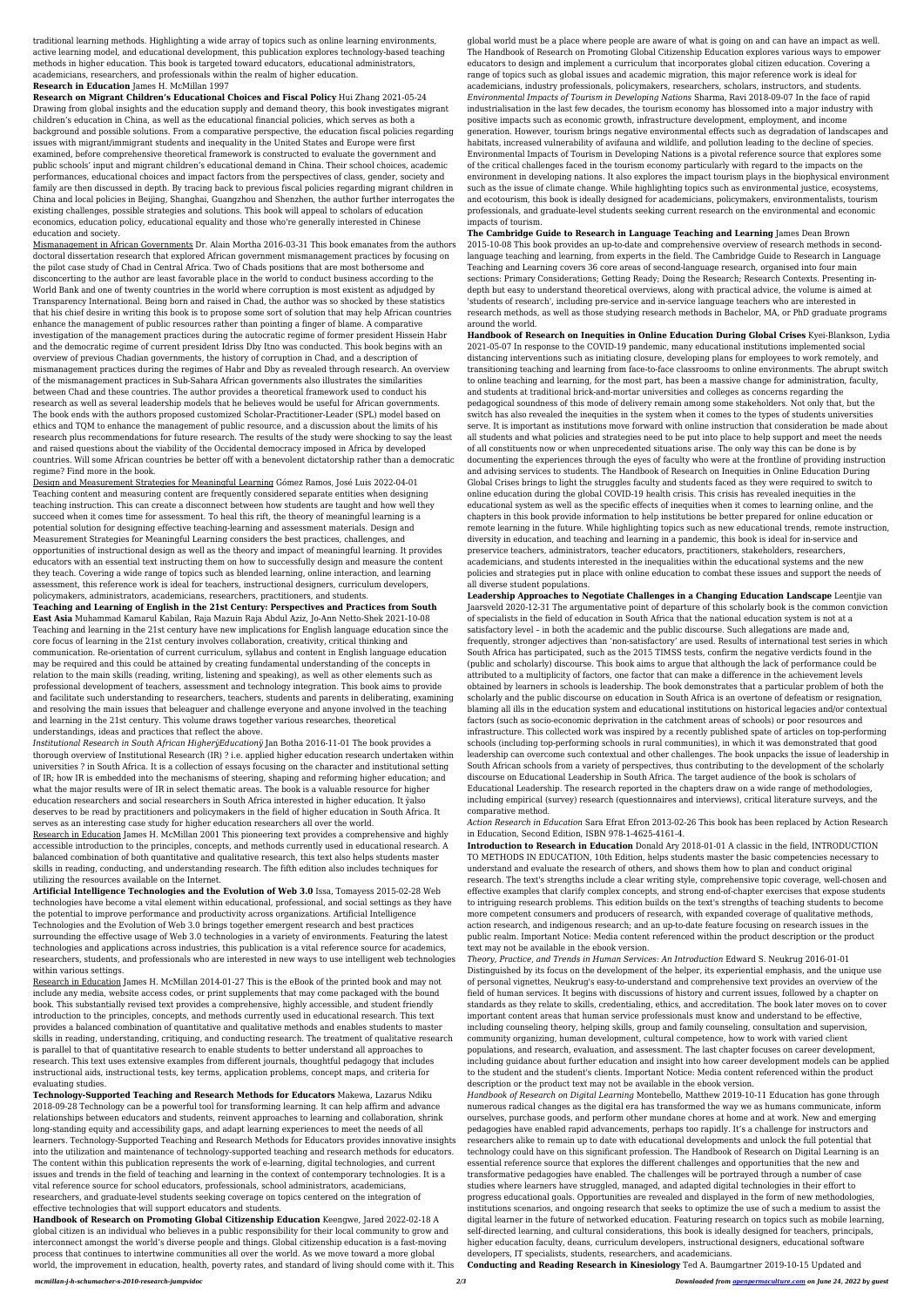traditional learning methods. Highlighting a wide array of topics such as online learning environments, active learning model, and educational development, this publication explores technology-based teaching methods in higher education. This book is targeted toward educators, educational administrators, academicians, researchers, and professionals within the realm of higher education.

**Research in Education** James H. McMillan 1997

**Research on Migrant Children's Educational Choices and Fiscal Policy** Hui Zhang 2021-05-24 Drawing from global insights and the education supply and demand theory, this book investigates migrant children's education in China, as well as the educational financial policies, which serves as both a background and possible solutions. From a comparative perspective, the education fiscal policies regarding issues with migrant/immigrant students and inequality in the United States and Europe were first examined, before comprehensive theoretical framework is constructed to evaluate the government and public schools' input and migrant children's educational demand in China. Their school choices, academic performances, educational choices and impact factors from the perspectives of class, gender, society and family are then discussed in depth. By tracing back to previous fiscal policies regarding migrant children in China and local policies in Beijing, Shanghai, Guangzhou and Shenzhen, the author further interrogates the existing challenges, possible strategies and solutions. This book will appeal to scholars of education economics, education policy, educational equality and those who're generally interested in Chinese education and society.

Mismanagement in African Governments Dr. Alain Mortha 2016-03-31 This book emanates from the authors doctoral dissertation research that explored African government mismanagement practices by focusing on the pilot case study of Chad in Central Africa. Two of Chads positions that are most bothersome and disconcerting to the author are least favorable place in the world to conduct business according to the World Bank and one of twenty countries in the world where corruption is most existent as adjudged by Transparency International. Being born and raised in Chad, the author was so shocked by these statistics that his chief desire in writing this book is to propose some sort of solution that may help African countries enhance the management of public resources rather than pointing a finger of blame. A comparative investigation of the management practices during the autocratic regime of former president Hissein Habr and the democratic regime of current president Idriss Dby Itno was conducted. This book begins with an overview of previous Chadian governments, the history of corruption in Chad, and a description of mismanagement practices during the regimes of Habr and Dby as revealed through research. An overview of the mismanagement practices in Sub-Sahara African governments also illustrates the similarities between Chad and these countries. The author provides a theoretical framework used to conduct his research as well as several leadership models that he believes would be useful for African governments. The book ends with the authors proposed customized Scholar-Practitioner-Leader (SPL) model based on ethics and TQM to enhance the management of public resource, and a discussion about the limits of his research plus recommendations for future research. The results of the study were shocking to say the least and raised questions about the viability of the Occidental democracy imposed in Africa by developed countries. Will some African countries be better off with a benevolent dictatorship rather than a democratic regime? Find more in the book.

Design and Measurement Strategies for Meaningful Learning Gómez Ramos, José Luis 2022-04-01 Teaching content and measuring content are frequently considered separate entities when designing teaching instruction. This can create a disconnect between how students are taught and how well they succeed when it comes time for assessment. To heal this rift, the theory of meaningful learning is a potential solution for designing effective teaching-learning and assessment materials. Design and Measurement Strategies for Meaningful Learning considers the best practices, challenges, and opportunities of instructional design as well as the theory and impact of meaningful learning. It provides educators with an essential text instructing them on how to successfully design and measure the content they teach. Covering a wide range of topics such as blended learning, online interaction, and learning assessment, this reference work is ideal for teachers, instructional designers, curriculum developers, policymakers, administrators, academicians, researchers, practitioners, and students.

**Teaching and Learning of English in the 21st Century: Perspectives and Practices from South East Asia** Muhammad Kamarul Kabilan, Raja Mazuin Raja Abdul Aziz, Jo-Ann Netto-Shek 2021-10-08 Teaching and learning in the 21st century have new implications for English language education since the core focus of learning in the 21st century involves collaboration, creativity, critical thinking and communication. Re-orientation of current curriculum, syllabus and content in English language education may be required and this could be attained by creating fundamental understanding of the concepts in relation to the main skills (reading, writing, listening and speaking), as well as other elements such as professional development of teachers, assessment and technology integration. This book aims to provide and facilitate such understanding to researchers, teachers, students and parents in deliberating, examining and resolving the main issues that beleaguer and challenge everyone and anyone involved in the teaching and learning in the 21st century. This volume draws together various researches, theoretical understandings, ideas and practices that reflect the above.

*Institutional Research in South African HigheryEducation*ÿ Jan Botha 2016-11-01 The book provides a thorough overview of Institutional Research (IR) ? i.e. applied higher education research undertaken within universities ? in South Africa. It is a collection of essays focusing on the character and institutional setting of IR; how IR is embedded into the mechanisms of steering, shaping and reforming higher education; and what the major results were of IR in select thematic areas. The book is a valuable resource for higher education researchers and social researchers in South Africa interested in higher education. It ÿalso deserves to be read by practitioners and policymakers in the field of higher education in South Africa. It serves as an interesting case study for higher education researchers all over the world.

Research in Education James H. McMillan 2001 This pioneering text provides a comprehensive and highly accessible introduction to the principles, concepts, and methods currently used in educational research. A balanced combination of both quantitative and qualitative research, this text also helps students master skills in reading, conducting, and understanding research. The fifth edition also includes techniques for utilizing the resources available on the Internet.

**Artificial Intelligence Technologies and the Evolution of Web 3.0** Issa, Tomayess 2015-02-28 Web technologies have become a vital element within educational, professional, and social settings as they have the potential to improve performance and productivity across organizations. Artificial Intelligence Technologies and the Evolution of Web 3.0 brings together emergent research and best practices surrounding the effective usage of Web 3.0 technologies in a variety of environments. Featuring the latest technologies and applications across industries, this publication is a vital reference source for academics, researchers, students, and professionals who are interested in new ways to use intelligent web technologies within various settings.

Research in Education James H. McMillan 2014-01-27 This is the eBook of the printed book and may not include any media, website access codes, or print supplements that may come packaged with the bound book. This substantially revised text provides a comprehensive, highly accessible, and student friendly introduction to the principles, concepts, and methods currently used in educational research. This text provides a balanced combination of quantitative and qualitative methods and enables students to master skills in reading, understanding, critiquing, and conducting research. The treatment of qualitative research is parallel to that of quantitative research to enable students to better understand all approaches to research. This text uses extensive examples from different journals, thoughtful pedagogy that includes instructional aids, instructional tests, key terms, application problems, concept maps, and criteria for evaluating studies.

**Technology-Supported Teaching and Research Methods for Educators** Makewa, Lazarus Ndiku 2018-09-28 Technology can be a powerful tool for transforming learning. It can help affirm and advance relationships between educators and students, reinvent approaches to learning and collaboration, shrink long-standing equity and accessibility gaps, and adapt learning experiences to meet the needs of all learners. Technology-Supported Teaching and Research Methods for Educators provides innovative insights into the utilization and maintenance of technology-supported teaching and research methods for educators. The content within this publication represents the work of e-learning, digital technologies, and current issues and trends in the field of teaching and learning in the context of contemporary technologies. It is a vital reference source for school educators, professionals, school administrators, academicians, researchers, and graduate-level students seeking coverage on topics centered on the integration of effective technologies that will support educators and students.

**Handbook of Research on Promoting Global Citizenship Education** Keengwe, Jared 2022-02-18 A global citizen is an individual who believes in a public responsibility for their local community to grow and interconnect amongst the world's diverse people and things. Global citizenship education is a fast-moving process that continues to intertwine communities all over the world. As we move toward a more global world, the improvement in education, health, poverty rates, and standard of living should come with it. This global world must be a place where people are aware of what is going on and can have an impact as well. The Handbook of Research on Promoting Global Citizenship Education explores various ways to empower educators to design and implement a curriculum that incorporates global citizen education. Covering a range of topics such as global issues and academic migration, this major reference work is ideal for academicians, industry professionals, policymakers, researchers, scholars, instructors, and students.

*Environmental Impacts of Tourism in Developing Nations* Sharma, Ravi 2018-09-07 In the face of rapid industrialisation in the last few decades, the tourism economy has blossomed into a major industry with positive impacts such as economic growth, infrastructure development, employment, and income generation. However, tourism brings negative environmental effects such as degradation of landscapes and habitats, increased vulnerability of avifauna and wildlife, and pollution leading to the decline of species. Environmental Impacts of Tourism in Developing Nations is a pivotal reference source that explores some of the critical challenges faced in the tourism economy particularly with regard to the impacts on the environment in developing nations. It also explores the impact tourism plays in the biophysical environment such as the issue of climate change. While highlighting topics such as environmental justice, ecosystems, and ecotourism, this book is ideally designed for academicians, policymakers, environmentalists, tourism professionals, and graduate-level students seeking current research on the environmental and economic impacts of tourism.

**The Cambridge Guide to Research in Language Teaching and Learning** James Dean Brown 2015-10-08 This book provides an up-to-date and comprehensive overview of research methods in second-language teaching and learning, from experts in the field. The Cambridge Guide to Research in Language Teaching and Learning covers 36 core areas of second-language research, organised into four main sections: Primary Considerations; Getting Ready; Doing the Research; Research Contexts. Presenting in-depth but easy to understand theoretical overviews, along with practical advice, the volume is aimed at 'students of research', including pre-service and in-service language teachers who are interested in research methods, as well as those studying research methods in Bachelor, MA, or PhD graduate programs around the world.

**Handbook of Research on Inequities in Online Education During Global Crises** Kyei-Blankson, Lydia 2021-05-07 In response to the COVID-19 pandemic, many educational institutions implemented social distancing interventions such as initiating closure, developing plans for employees to work remotely, and transitioning teaching and learning from face-to-face classrooms to online environments. The abrupt switch to online teaching and learning, for the most part, has been a massive change for administration, faculty, and students at traditional brick-and-mortar universities and colleges as concerns regarding the pedagogical soundness of this mode of delivery remain among some stakeholders. Not only that, but the switch has also revealed the inequities in the system when it comes to the types of students universities serve. It is important as institutions move forward with online instruction that consideration be made about all students and what policies and strategies need to be put into place to help support and meet the needs of all constituents now or when unprecedented situations arise. The only way this can be done is by documenting the experiences through the eyes of faculty who were at the frontline of providing instruction and advising services to students. The Handbook of Research on Inequities in Online Education During Global Crises brings to light the struggles faculty and students faced as they were required to switch to online education during the global COVID-19 health crisis. This crisis has revealed inequities in the educational system as well as the specific effects of inequities when it comes to learning online, and the chapters in this book provide information to help institutions be better prepared for online education or remote learning in the future. While highlighting topics such as new educational trends, remote instruction, diversity in education, and teaching and learning in a pandemic, this book is ideal for in-service and preservice teachers, administrators, teacher educators, practitioners, stakeholders, researchers, academicians, and students interested in the inequalities within the educational systems and the new policies and strategies put in place with online education to combat these issues and support the needs of all diverse student populations.

**Leadership Approaches to Negotiate Challenges in a Changing Education Landscape** Leentjie van Jaarsveld 2020-12-31 The argumentative point of departure of this scholarly book is the common conviction of specialists in the field of education in South Africa that the national education system is not at a satisfactory level – in both the academic and the public discourse. Such allegations are made and, frequently, stronger adjectives than 'non-satisfactory' are used. Results of international test series in which South Africa has participated, such as the 2015 TIMSS tests, confirm the negative verdicts found in the (public and scholarly) discourse. This book aims to argue that although the lack of performance could be attributed to a multiplicity of factors, one factor that can make a difference in the achievement levels obtained by learners in schools is leadership. The book demonstrates that a particular problem of both the scholarly and the public discourse on education in South Africa is an overtone of defeatism or resignation, blaming all ills in the education system and educational institutions on historical legacies and/or contextual factors (such as socio-economic deprivation in the catchment areas of schools) or poor resources and infrastructure. This collected work was inspired by a recently published spate of articles on top-performing schools (including top-performing schools in rural communities), in which it was demonstrated that good leadership can overcome such contextual and other challenges. The book unpacks the issue of leadership in South African schools from a variety of perspectives, thus contributing to the development of the scholarly discourse on Educational Leadership in South Africa. The target audience of the book is scholars of Educational Leadership. The research reported in the chapters draw on a wide range of methodologies, including empirical (survey) research (questionnaires and interviews), critical literature surveys, and the comparative method.

*Action Research in Education* Sara Efrat Efron 2013-02-26 This book has been replaced by Action Research in Education, Second Edition, ISBN 978-1-4625-4161-4.

**Introduction to Research in Education** Donald Ary 2018-01-01 A classic in the field, INTRODUCTION TO METHODS IN EDUCATION, 10th Edition, helps students master the basic competencies necessary to understand and evaluate the research of others, and shows them how to plan and conduct original research. The text's strengths include a clear writing style, comprehensive topic coverage, well-chosen and effective examples that clarify complex concepts, and strong end-of-chapter exercises that expose students to intriguing research problems. This edition builds on the text's strengths of teaching students to become more competent consumers and producers of research, with expanded coverage of qualitative methods, action research, and indigenous research; and an up-to-date feature focusing on research issues in the public realm. Important Notice: Media content referenced within the product description or the product text may not be available in the ebook version.

*Theory, Practice, and Trends in Human Services: An Introduction* Edward S. Neukrug 2016-01-01 Distinguished by its focus on the development of the helper, its experiential emphasis, and the unique use of personal vignettes, Neukrug's easy-to-understand and comprehensive text provides an overview of the field of human services. It begins with discussions of history and current issues, followed by a chapter on standards as they relate to skills, credentialing, ethics, and accreditation. The book later moves on to cover important content areas that human service professionals must know and understand to be effective, including counseling theory, helping skills, group and family counseling, consultation and supervision, community organizing, human development, cultural competence, how to work with varied client populations, and research, evaluation, and assessment. The last chapter focuses on career development, including guidance about further education and insight into how career development models can be applied to the student and the student's clients. Important Notice: Media content referenced within the product description or the product text may not be available in the ebook version.

*Handbook of Research on Digital Learning* Montebello, Matthew 2019-10-11 Education has gone through numerous radical changes as the digital era has transformed the way we as humans communicate, inform ourselves, purchase goods, and perform other mundane chores at home and at work. New and emerging pedagogies have enabled rapid advancements, perhaps too rapidly. It's a challenge for instructors and researchers alike to remain up to date with educational developments and unlock the full potential that technology could have on this significant profession. The Handbook of Research on Digital Learning is an essential reference source that explores the different challenges and opportunities that the new and transformative pedagogies have enabled. The challenges will be portrayed through a number of case studies where learners have struggled, managed, and adapted digital technologies in their effort to progress educational goals. Opportunities are revealed and displayed in the form of new methodologies, institutions scenarios, and ongoing research that seeks to optimize the use of such a medium to assist the digital learner in the future of networked education. Featuring research on topics such as mobile learning, self-directed learning, and cultural considerations, this book is ideally designed for teachers, principals, higher education faculty, deans, curriculum developers, instructional designers, educational software developers, IT specialists, students, researchers, and academicians.

**Conducting and Reading Research in Kinesiology** Ted A. Baumgartner 2019-10-15 Updated and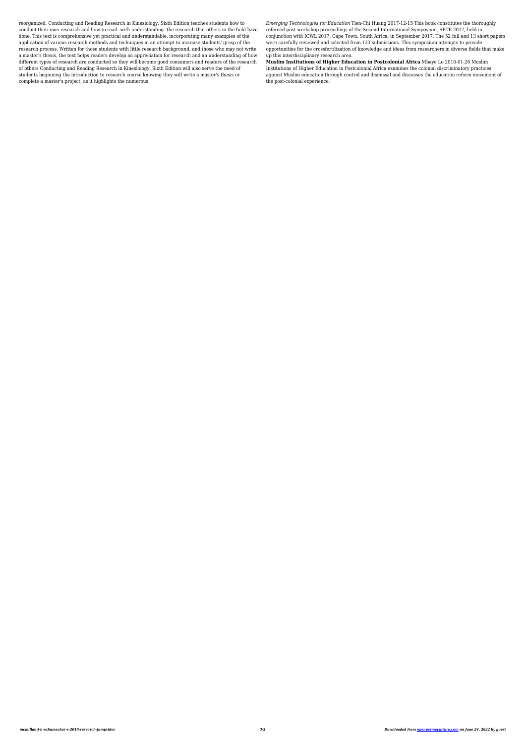reorganized, Conducting and Reading Research in Kinesiology, Sixth Edition teaches students how to conduct their own research and how to read--with understanding--the research that others in the field have done. This text is comprehensive yet practical and understandable, incorporating many examples of the application of various research methods and techniques in an attempt to increase students' grasp of the research process. Written for those students with little research background, and those who may not write a master's thesis, the text helps readers develop an appreciation for research and an understanding of how different types of research are conducted so they will become good consumers and readers of the research of others Conducting and Reading Research in Kinesiology, Sixth Edition will also serve the need of students beginning the introduction to research course knowing they will write a master's thesis or complete a master's project, as it highlights the numerous

*Emerging Technologies for Education* Tien-Chi Huang 2017-12-15 This book constitutes the thoroughly refereed post-workshop proceedings of the Second International Symposium, SETE 2017, held in conjunction with ICWL 2017, Cape Town, South Africa, in September 2017. The 52 full and 13 short papers were carefully reviewed and selected from 123 submissions. This symposium attempts to provide opportunities for the crossfertilization of knowledge and ideas from researchers in diverse fields that make up this interdisciplinary research area.

**Muslim Institutions of Higher Education in Postcolonial Africa** Mbaye Lo 2016-01-26 Muslim Institutions of Higher Education in Postcolonial Africa examines the colonial discriminatory practices against Muslim education through control and dismissal and discusses the education reform movement of the post-colonial experience.